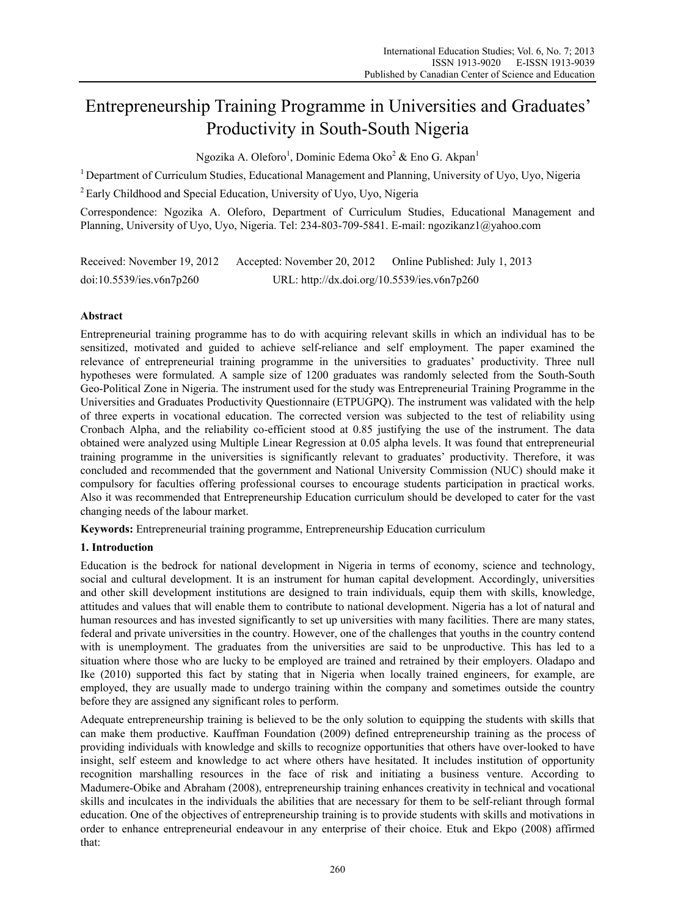# Entrepreneurship Training Programme in Universities and Graduates' Productivity in South-South Nigeria

Ngozika A. Oleforo[1], Dominic Edema Oko[2] & Eno G. Akpan[1]

[1] Department of Curriculum Studies, Educational Management and Planning, University of Uyo, Uyo, Nigeria

[2] Early Childhood and Special Education, University of Uyo, Uyo, Nigeria

Correspondence: Ngozika A. Oleforo, Department of Curriculum Studies, Educational Management and Planning, University of Uyo, Uyo, Nigeria. Tel: 234-803-709-5841. E-mail: ngozikanz1@yahoo.com

Received: November 19, 2012 Accepted: November 20, 2012 Online Published: July 1, 2013

doi:10.5539/ies.v6n7p260 URL: http://dx.doi.org/10.5539/ies.v6n7p260

## Abstract

Entrepreneurial training programme has to do with acquiring relevant skills in which an individual has to be sensitized, motivated and guided to achieve self-reliance and self employment. The paper examined the relevance of entrepreneurial training programme in the universities to graduates' productivity. Three null hypotheses were formulated. A sample size of 1200 graduates was randomly selected from the South-South Geo-Political Zone in Nigeria. The instrument used for the study was Entrepreneurial Training Programme in the Universities and Graduates Productivity Questionnaire (ETPUGPQ). The instrument was validated with the help of three experts in vocational education. The corrected version was subjected to the test of reliability using Cronbach Alpha, and the reliability co-efficient stood at 0.85 justifying the use of the instrument. The data obtained were analyzed using Multiple Linear Regression at 0.05 alpha levels. It was found that entrepreneurial training programme in the universities is significantly relevant to graduates' productivity. Therefore, it was concluded and recommended that the government and National University Commission (NUC) should make it compulsory for faculties offering professional courses to encourage students participation in practical works. Also it was recommended that Entrepreneurship Education curriculum should be developed to cater for the vast changing needs of the labour market.

**Keywords:** Entrepreneurial training programme, Entrepreneurship Education curriculum

## 1. Introduction

Education is the bedrock for national development in Nigeria in terms of economy, science and technology, social and cultural development. It is an instrument for human capital development. Accordingly, universities and other skill development institutions are designed to train individuals, equip them with skills, knowledge, attitudes and values that will enable them to contribute to national development. Nigeria has a lot of natural and human resources and has invested significantly to set up universities with many facilities. There are many states, federal and private universities in the country. However, one of the challenges that youths in the country contend with is unemployment. The graduates from the universities are said to be unproductive. This has led to a situation where those who are lucky to be employed are trained and retrained by their employers. Oladapo and Ike (2010) supported this fact by stating that in Nigeria when locally trained engineers, for example, are employed, they are usually made to undergo training within the company and sometimes outside the country before they are assigned any significant roles to perform.

Adequate entrepreneurship training is believed to be the only solution to equipping the students with skills that can make them productive. Kauffman Foundation (2009) defined entrepreneurship training as the process of providing individuals with knowledge and skills to recognize opportunities that others have over-looked to have insight, self esteem and knowledge to act where others have hesitated. It includes institution of opportunity recognition marshalling resources in the face of risk and initiating a business venture. According to Madumere-Obike and Abraham (2008), entrepreneurship training enhances creativity in technical and vocational skills and inculcates in the individuals the abilities that are necessary for them to be self-reliant through formal education. One of the objectives of entrepreneurship training is to provide students with skills and motivations in order to enhance entrepreneurial endeavour in any enterprise of their choice. Etuk and Ekpo (2008) affirmed that: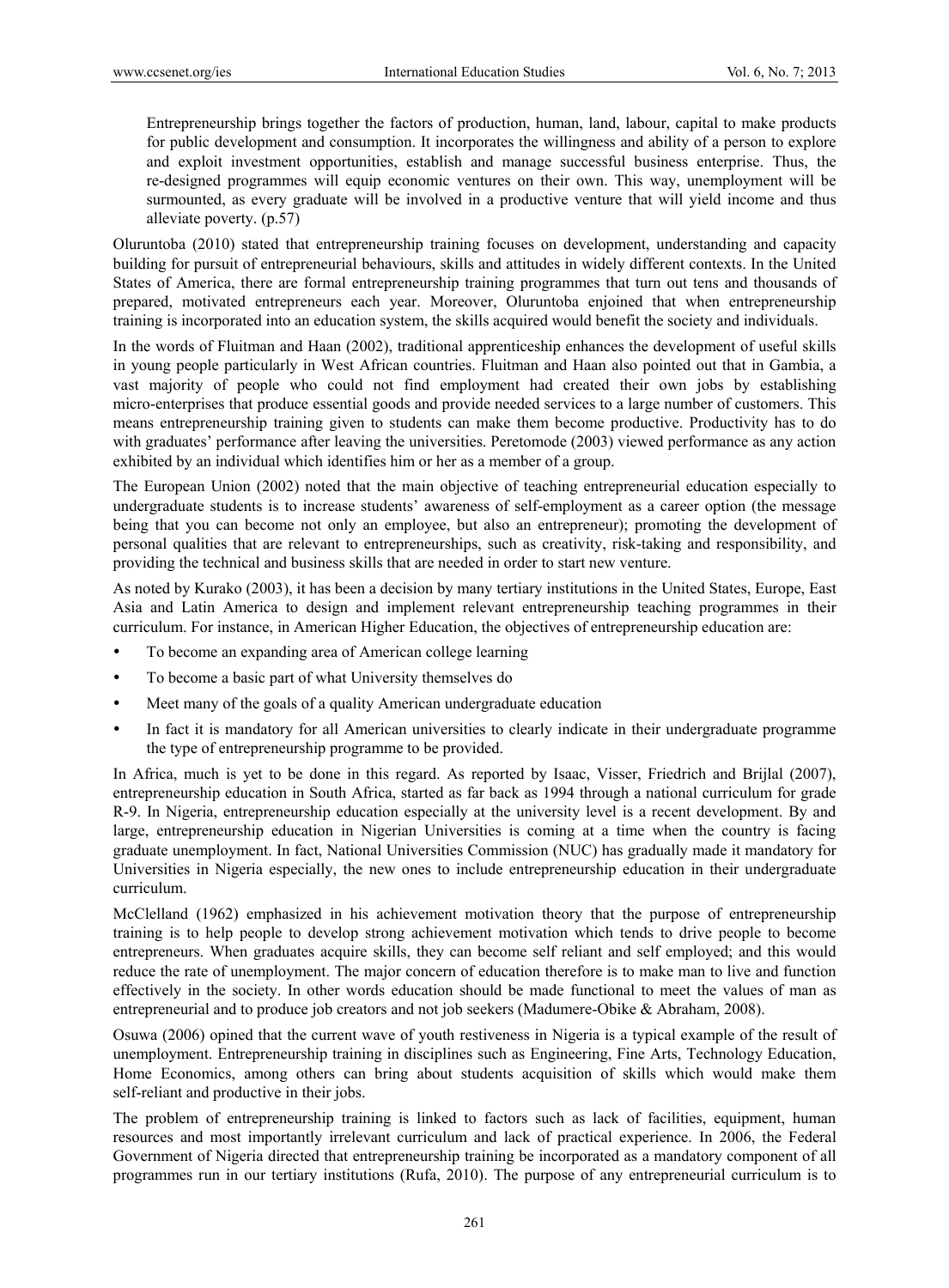> Entrepreneurship brings together the factors of production, human, land, labour, capital to make products for public development and consumption. It incorporates the willingness and ability of a person to explore and exploit investment opportunities, establish and manage successful business enterprise. Thus, the re-designed programmes will equip economic ventures on their own. This way, unemployment will be surmounted, as every graduate will be involved in a productive venture that will yield income and thus alleviate poverty. (p.57)

Oluruntoba (2010) stated that entrepreneurship training focuses on development, understanding and capacity building for pursuit of entrepreneurial behaviours, skills and attitudes in widely different contexts. In the United States of America, there are formal entrepreneurship training programmes that turn out tens and thousands of prepared, motivated entrepreneurs each year. Moreover, Oluruntoba enjoined that when entrepreneurship training is incorporated into an education system, the skills acquired would benefit the society and individuals.

In the words of Fluitman and Haan (2002), traditional apprenticeship enhances the development of useful skills in young people particularly in West African countries. Fluitman and Haan also pointed out that in Gambia, a vast majority of people who could not find employment had created their own jobs by establishing micro-enterprises that produce essential goods and provide needed services to a large number of customers. This means entrepreneurship training given to students can make them become productive. Productivity has to do with graduates' performance after leaving the universities. Peretomode (2003) viewed performance as any action exhibited by an individual which identifies him or her as a member of a group.

The European Union (2002) noted that the main objective of teaching entrepreneurial education especially to undergraduate students is to increase students' awareness of self-employment as a career option (the message being that you can become not only an employee, but also an entrepreneur); promoting the development of personal qualities that are relevant to entrepreneurships, such as creativity, risk-taking and responsibility, and providing the technical and business skills that are needed in order to start new venture.

As noted by Kurako (2003), it has been a decision by many tertiary institutions in the United States, Europe, East Asia and Latin America to design and implement relevant entrepreneurship teaching programmes in their curriculum. For instance, in American Higher Education, the objectives of entrepreneurship education are:

- To become an expanding area of American college learning
- To become a basic part of what University themselves do
- Meet many of the goals of a quality American undergraduate education
- In fact it is mandatory for all American universities to clearly indicate in their undergraduate programme the type of entrepreneurship programme to be provided.

In Africa, much is yet to be done in this regard. As reported by Isaac, Visser, Friedrich and Brijlal (2007), entrepreneurship education in South Africa, started as far back as 1994 through a national curriculum for grade R-9. In Nigeria, entrepreneurship education especially at the university level is a recent development. By and large, entrepreneurship education in Nigerian Universities is coming at a time when the country is facing graduate unemployment. In fact, National Universities Commission (NUC) has gradually made it mandatory for Universities in Nigeria especially, the new ones to include entrepreneurship education in their undergraduate curriculum.

McClelland (1962) emphasized in his achievement motivation theory that the purpose of entrepreneurship training is to help people to develop strong achievement motivation which tends to drive people to become entrepreneurs. When graduates acquire skills, they can become self reliant and self employed; and this would reduce the rate of unemployment. The major concern of education therefore is to make man to live and function effectively in the society. In other words education should be made functional to meet the values of man as entrepreneurial and to produce job creators and not job seekers (Madumere-Obike & Abraham, 2008).

Osuwa (2006) opined that the current wave of youth restiveness in Nigeria is a typical example of the result of unemployment. Entrepreneurship training in disciplines such as Engineering, Fine Arts, Technology Education, Home Economics, among others can bring about students acquisition of skills which would make them self-reliant and productive in their jobs.

The problem of entrepreneurship training is linked to factors such as lack of facilities, equipment, human resources and most importantly irrelevant curriculum and lack of practical experience. In 2006, the Federal Government of Nigeria directed that entrepreneurship training be incorporated as a mandatory component of all programmes run in our tertiary institutions (Rufa, 2010). The purpose of any entrepreneurial curriculum is to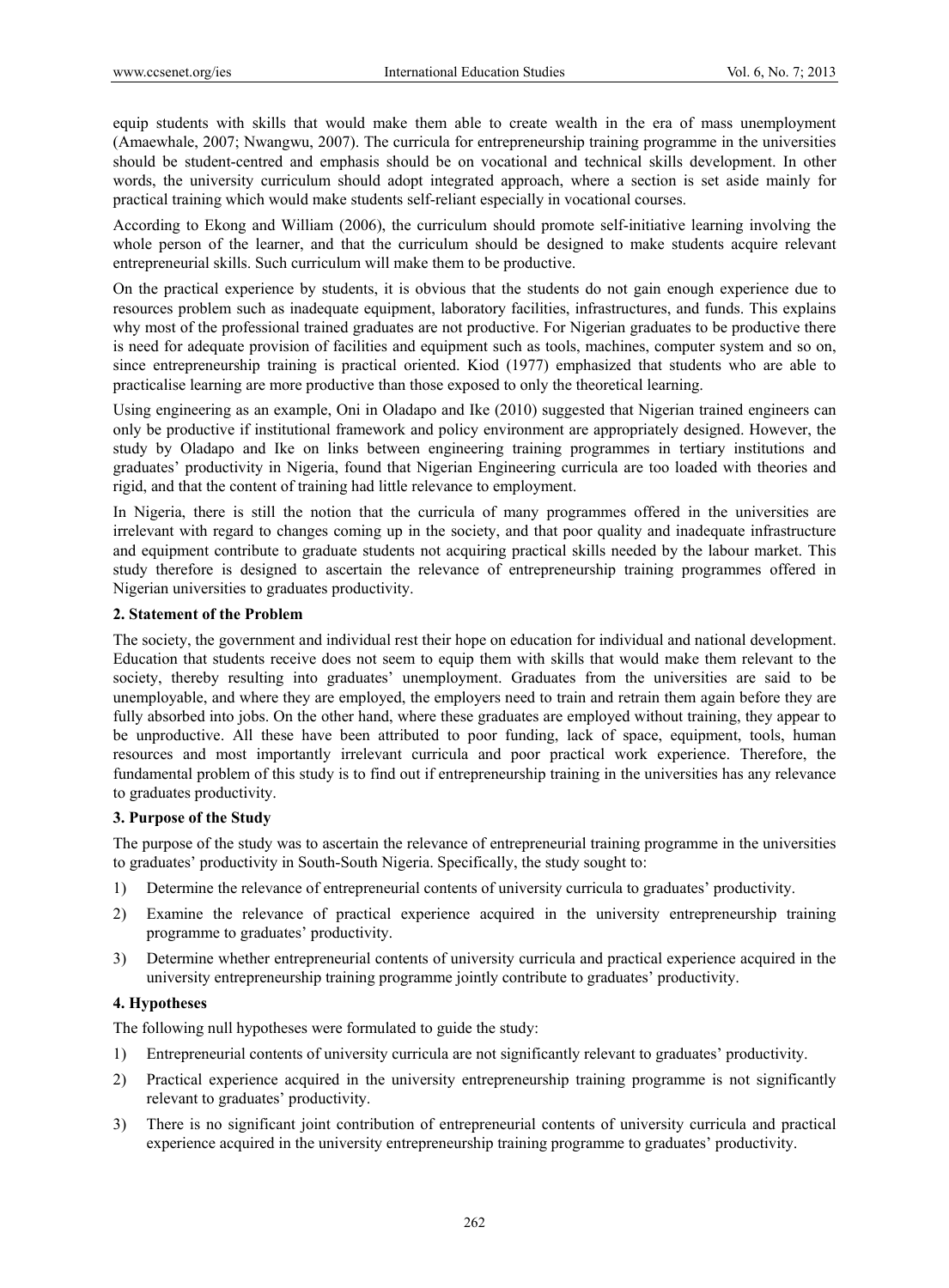equip students with skills that would make them able to create wealth in the era of mass unemployment (Amaewhale, 2007; Nwangwu, 2007). The curricula for entrepreneurship training programme in the universities should be student-centred and emphasis should be on vocational and technical skills development. In other words, the university curriculum should adopt integrated approach, where a section is set aside mainly for practical training which would make students self-reliant especially in vocational courses.

According to Ekong and William (2006), the curriculum should promote self-initiative learning involving the whole person of the learner, and that the curriculum should be designed to make students acquire relevant entrepreneurial skills. Such curriculum will make them to be productive.

On the practical experience by students, it is obvious that the students do not gain enough experience due to resources problem such as inadequate equipment, laboratory facilities, infrastructures, and funds. This explains why most of the professional trained graduates are not productive. For Nigerian graduates to be productive there is need for adequate provision of facilities and equipment such as tools, machines, computer system and so on, since entrepreneurship training is practical oriented. Kiod (1977) emphasized that students who are able to practicalise learning are more productive than those exposed to only the theoretical learning.

Using engineering as an example, Oni in Oladapo and Ike (2010) suggested that Nigerian trained engineers can only be productive if institutional framework and policy environment are appropriately designed. However, the study by Oladapo and Ike on links between engineering training programmes in tertiary institutions and graduates' productivity in Nigeria, found that Nigerian Engineering curricula are too loaded with theories and rigid, and that the content of training had little relevance to employment.

In Nigeria, there is still the notion that the curricula of many programmes offered in the universities are irrelevant with regard to changes coming up in the society, and that poor quality and inadequate infrastructure and equipment contribute to graduate students not acquiring practical skills needed by the labour market. This study therefore is designed to ascertain the relevance of entrepreneurship training programmes offered in Nigerian universities to graduates productivity.

## 2. Statement of the Problem

The society, the government and individual rest their hope on education for individual and national development. Education that students receive does not seem to equip them with skills that would make them relevant to the society, thereby resulting into graduates' unemployment. Graduates from the universities are said to be unemployable, and where they are employed, the employers need to train and retrain them again before they are fully absorbed into jobs. On the other hand, where these graduates are employed without training, they appear to be unproductive. All these have been attributed to poor funding, lack of space, equipment, tools, human resources and most importantly irrelevant curricula and poor practical work experience. Therefore, the fundamental problem of this study is to find out if entrepreneurship training in the universities has any relevance to graduates productivity.

## 3. Purpose of the Study

The purpose of the study was to ascertain the relevance of entrepreneurial training programme in the universities to graduates' productivity in South-South Nigeria. Specifically, the study sought to:

1) Determine the relevance of entrepreneurial contents of university curricula to graduates' productivity.
2) Examine the relevance of practical experience acquired in the university entrepreneurship training programme to graduates' productivity.
3) Determine whether entrepreneurial contents of university curricula and practical experience acquired in the university entrepreneurship training programme jointly contribute to graduates' productivity.

## 4. Hypotheses

The following null hypotheses were formulated to guide the study:

1) Entrepreneurial contents of university curricula are not significantly relevant to graduates' productivity.
2) Practical experience acquired in the university entrepreneurship training programme is not significantly relevant to graduates' productivity.
3) There is no significant joint contribution of entrepreneurial contents of university curricula and practical experience acquired in the university entrepreneurship training programme to graduates' productivity.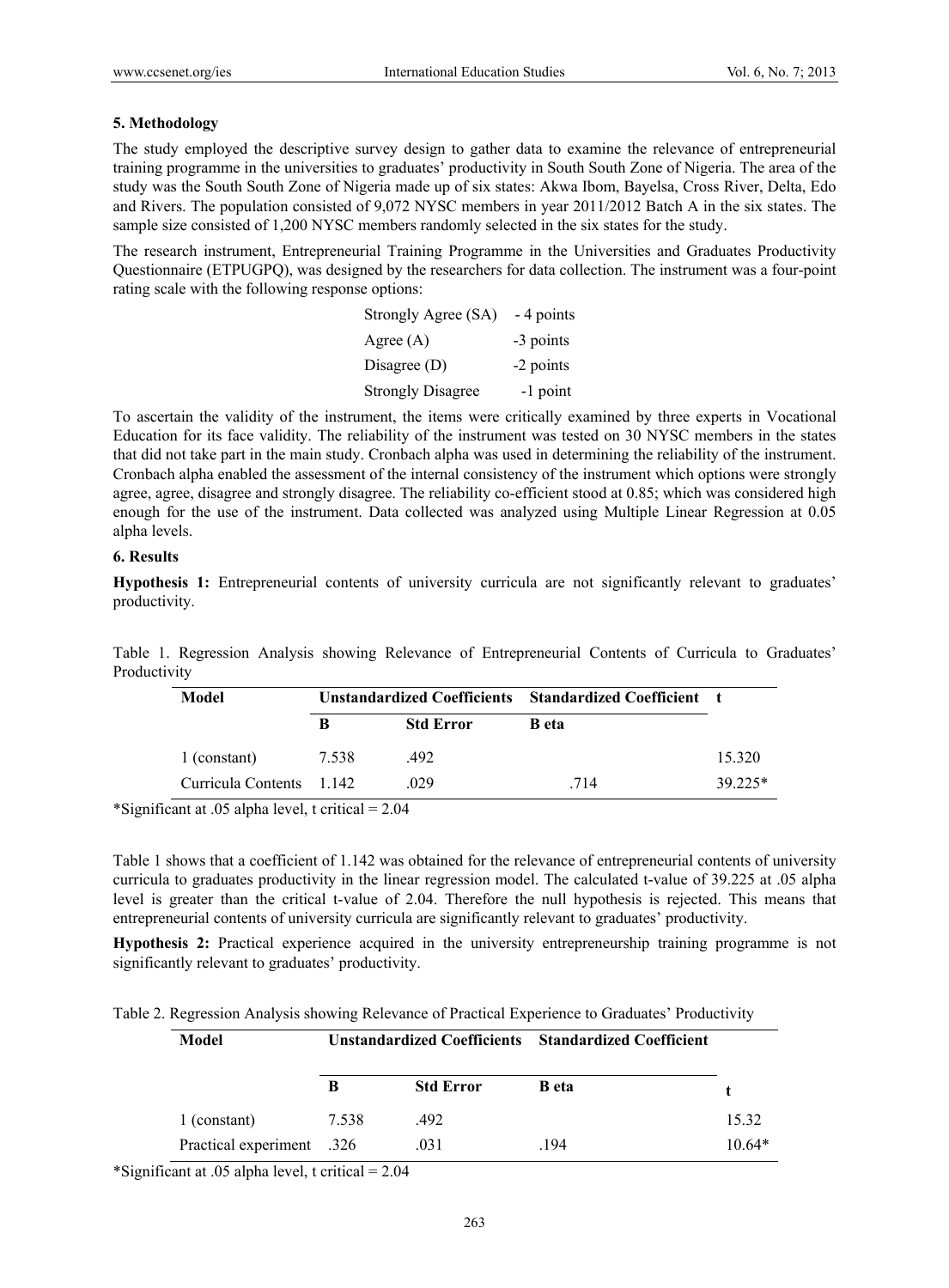## 5. Methodology

The study employed the descriptive survey design to gather data to examine the relevance of entrepreneurial training programme in the universities to graduates' productivity in South South Zone of Nigeria. The area of the study was the South South Zone of Nigeria made up of six states: Akwa Ibom, Bayelsa, Cross River, Delta, Edo and Rivers. The population consisted of 9,072 NYSC members in year 2011/2012 Batch A in the six states. The sample size consisted of 1,200 NYSC members randomly selected in the six states for the study.

The research instrument, Entrepreneurial Training Programme in the Universities and Graduates Productivity Questionnaire (ETPUGPQ), was designed by the researchers for data collection. The instrument was a four-point rating scale with the following response options:

| | |
|---|---|
| Strongly Agree (SA) | - 4 points |
| Agree (A) | -3 points |
| Disagree (D) | -2 points |
| Strongly Disagree | -1 point |

To ascertain the validity of the instrument, the items were critically examined by three experts in Vocational Education for its face validity. The reliability of the instrument was tested on 30 NYSC members in the states that did not take part in the main study. Cronbach alpha was used in determining the reliability of the instrument. Cronbach alpha enabled the assessment of the internal consistency of the instrument which options were strongly agree, agree, disagree and strongly disagree. The reliability co-efficient stood at 0.85; which was considered high enough for the use of the instrument. Data collected was analyzed using Multiple Linear Regression at 0.05 alpha levels.

## 6. Results

**Hypothesis 1:** Entrepreneurial contents of university curricula are not significantly relevant to graduates' productivity.

Table 1. Regression Analysis showing Relevance of Entrepreneurial Contents of Curricula to Graduates' Productivity

| Model | Unstandardized Coefficients | | Standardized Coefficient | t |
|---|---|---|---|---|
| | B | Std Error | B eta | |
| 1 (constant) | 7.538 | .492 | | 15.320 |
| Curricula Contents | 1.142 | .029 | .714 | 39.225* |

*Significant at .05 alpha level, t critical = 2.04

Table 1 shows that a coefficient of 1.142 was obtained for the relevance of entrepreneurial contents of university curricula to graduates productivity in the linear regression model. The calculated t-value of 39.225 at .05 alpha level is greater than the critical t-value of 2.04. Therefore the null hypothesis is rejected. This means that entrepreneurial contents of university curricula are significantly relevant to graduates' productivity.

**Hypothesis 2:** Practical experience acquired in the university entrepreneurship training programme is not significantly relevant to graduates' productivity.

Table 2. Regression Analysis showing Relevance of Practical Experience to Graduates' Productivity

| Model | Unstandardized Coefficients | | Standardized Coefficient | |
|---|---|---|---|---|
| | B | Std Error | B eta | t |
| 1 (constant) | 7.538 | .492 | | 15.32 |
| Practical experiment | .326 | .031 | .194 | 10.64* |

*Significant at .05 alpha level, t critical = 2.04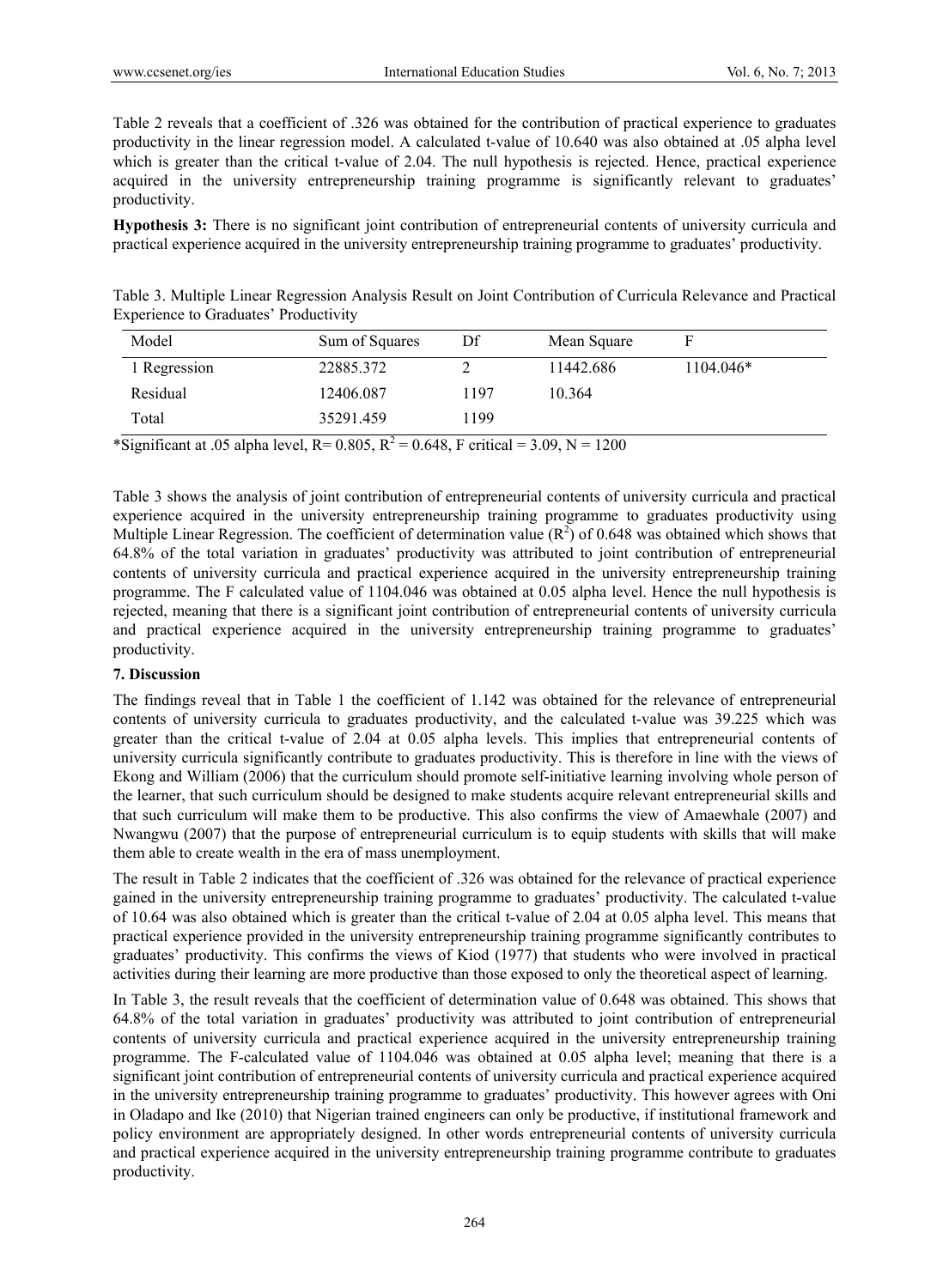Table 2 reveals that a coefficient of .326 was obtained for the contribution of practical experience to graduates productivity in the linear regression model. A calculated t-value of 10.640 was also obtained at .05 alpha level which is greater than the critical t-value of 2.04. The null hypothesis is rejected. Hence, practical experience acquired in the university entrepreneurship training programme is significantly relevant to graduates' productivity.

**Hypothesis 3:** There is no significant joint contribution of entrepreneurial contents of university curricula and practical experience acquired in the university entrepreneurship training programme to graduates' productivity.

Table 3. Multiple Linear Regression Analysis Result on Joint Contribution of Curricula Relevance and Practical Experience to Graduates' Productivity

| Model | Sum of Squares | Df | Mean Square | F |
|---|---|---|---|---|
| 1 Regression | 22885.372 | 2 | 11442.686 | 1104.046* |
| Residual | 12406.087 | 1197 | 10.364 | |
| Total | 35291.459 | 1199 | | |

*Significant at .05 alpha level, R= 0.805, $R^2$ = 0.648, F critical = 3.09, N = 1200

Table 3 shows the analysis of joint contribution of entrepreneurial contents of university curricula and practical experience acquired in the university entrepreneurship training programme to graduates productivity using Multiple Linear Regression. The coefficient of determination value ($R^2$) of 0.648 was obtained which shows that 64.8% of the total variation in graduates' productivity was attributed to joint contribution of entrepreneurial contents of university curricula and practical experience acquired in the university entrepreneurship training programme. The F calculated value of 1104.046 was obtained at 0.05 alpha level. Hence the null hypothesis is rejected, meaning that there is a significant joint contribution of entrepreneurial contents of university curricula and practical experience acquired in the university entrepreneurship training programme to graduates' productivity.

## 7. Discussion

The findings reveal that in Table 1 the coefficient of 1.142 was obtained for the relevance of entrepreneurial contents of university curricula to graduates productivity, and the calculated t-value was 39.225 which was greater than the critical t-value of 2.04 at 0.05 alpha levels. This implies that entrepreneurial contents of university curricula significantly contribute to graduates productivity. This is therefore in line with the views of Ekong and William (2006) that the curriculum should promote self-initiative learning involving whole person of the learner, that such curriculum should be designed to make students acquire relevant entrepreneurial skills and that such curriculum will make them to be productive. This also confirms the view of Amaewhale (2007) and Nwangwu (2007) that the purpose of entrepreneurial curriculum is to equip students with skills that will make them able to create wealth in the era of mass unemployment.

The result in Table 2 indicates that the coefficient of .326 was obtained for the relevance of practical experience gained in the university entrepreneurship training programme to graduates' productivity. The calculated t-value of 10.64 was also obtained which is greater than the critical t-value of 2.04 at 0.05 alpha level. This means that practical experience provided in the university entrepreneurship training programme significantly contributes to graduates' productivity. This confirms the views of Kiod (1977) that students who were involved in practical activities during their learning are more productive than those exposed to only the theoretical aspect of learning.

In Table 3, the result reveals that the coefficient of determination value of 0.648 was obtained. This shows that 64.8% of the total variation in graduates' productivity was attributed to joint contribution of entrepreneurial contents of university curricula and practical experience acquired in the university entrepreneurship training programme. The F-calculated value of 1104.046 was obtained at 0.05 alpha level; meaning that there is a significant joint contribution of entrepreneurial contents of university curricula and practical experience acquired in the university entrepreneurship training programme to graduates' productivity. This however agrees with Oni in Oladapo and Ike (2010) that Nigerian trained engineers can only be productive, if institutional framework and policy environment are appropriately designed. In other words entrepreneurial contents of university curricula and practical experience acquired in the university entrepreneurship training programme contribute to graduates productivity.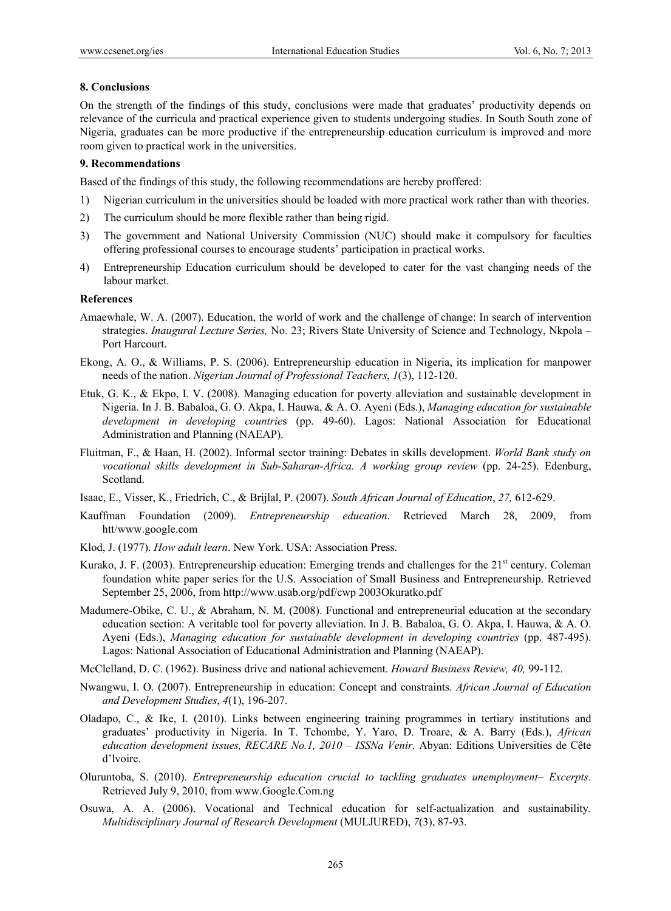## 8. Conclusions

On the strength of the findings of this study, conclusions were made that graduates' productivity depends on relevance of the curricula and practical experience given to students undergoing studies. In South South zone of Nigeria, graduates can be more productive if the entrepreneurship education curriculum is improved and more room given to practical work in the universities.

## 9. Recommendations

Based of the findings of this study, the following recommendations are hereby proffered:

1) Nigerian curriculum in the universities should be loaded with more practical work rather than with theories.
2) The curriculum should be more flexible rather than being rigid.
3) The government and National University Commission (NUC) should make it compulsory for faculties offering professional courses to encourage students' participation in practical works.
4) Entrepreneurship Education curriculum should be developed to cater for the vast changing needs of the labour market.

## References

Amaewhale, W. A. (2007). Education, the world of work and the challenge of change: In search of intervention strategies. *Inaugural Lecture Series,* No. 23; Rivers State University of Science and Technology, Nkpola – Port Harcourt.

Ekong, A. O., & Williams, P. S. (2006). Entrepreneurship education in Nigeria, its implication for manpower needs of the nation. *Nigerian Journal of Professional Teachers*, *1*(3), 112-120.

Etuk, G. K., & Ekpo, I. V. (2008). Managing education for poverty alleviation and sustainable development in Nigeria. In J. B. Babaloa, G. O. Akpa, I. Hauwa, & A. O. Ayeni (Eds.), *Managing education for sustainable development in developing countrie*s (pp. 49-60). Lagos: National Association for Educational Administration and Planning (NAEAP).

Fluitman, F., & Haan, H. (2002). Informal sector training: Debates in skills development. *World Bank study on vocational skills development in Sub-Saharan-Africa. A working group review* (pp. 24-25). Edenburg, Scotland.

Isaac, E., Visser, K., Friedrich, C., & Brijlal, P. (2007). *South African Journal of Education*, *27,* 612-629.

Kauffman Foundation (2009). *Entrepreneurship education*. Retrieved March 28, 2009, from htt/www.google.com

Klod, J. (1977). *How adult learn*. New York. USA: Association Press.

Kurako, J. F. (2003). Entrepreneurship education: Emerging trends and challenges for the 21st century. Coleman foundation white paper series for the U.S. Association of Small Business and Entrepreneurship. Retrieved September 25, 2006, from http://www.usab.org/pdf/cwp 2003Okuratko.pdf

Madumere-Obike, C. U., & Abraham, N. M. (2008). Functional and entrepreneurial education at the secondary education section: A veritable tool for poverty alleviation. In J. B. Babaloa, G. O. Akpa, I. Hauwa, & A. O. Ayeni (Eds.), *Managing education for sustainable development in developing countries* (pp. 487-495). Lagos: National Association of Educational Administration and Planning (NAEAP).

McClelland, D. C. (1962). Business drive and national achievement. *Howard Business Review, 40,* 99-112.

Nwangwu, I. O. (2007). Entrepreneurship in education: Concept and constraints. *African Journal of Education and Development Studies*, *4*(1), 196-207.

Oladapo, C., & Ike, I. (2010). Links between engineering training programmes in tertiary institutions and graduates' productivity in Nigeria. In T. Tchombe, Y. Yaro, D. Troare, & A. Barry (Eds.), *African education development issues, RECARE No.1, 2010 – ISSNa Venir.* Abyan: Editions Universities de Cête d'lvoire.

Oluruntoba, S. (2010). *Entrepreneurship education crucial to tackling graduates unemployment– Excerpts*. Retrieved July 9, 2010, from www.Google.Com.ng

Osuwa, A. A. (2006). Vocational and Technical education for self-actualization and sustainability. *Multidisciplinary Journal of Research Development* (MULJURED), *7*(3), 87-93.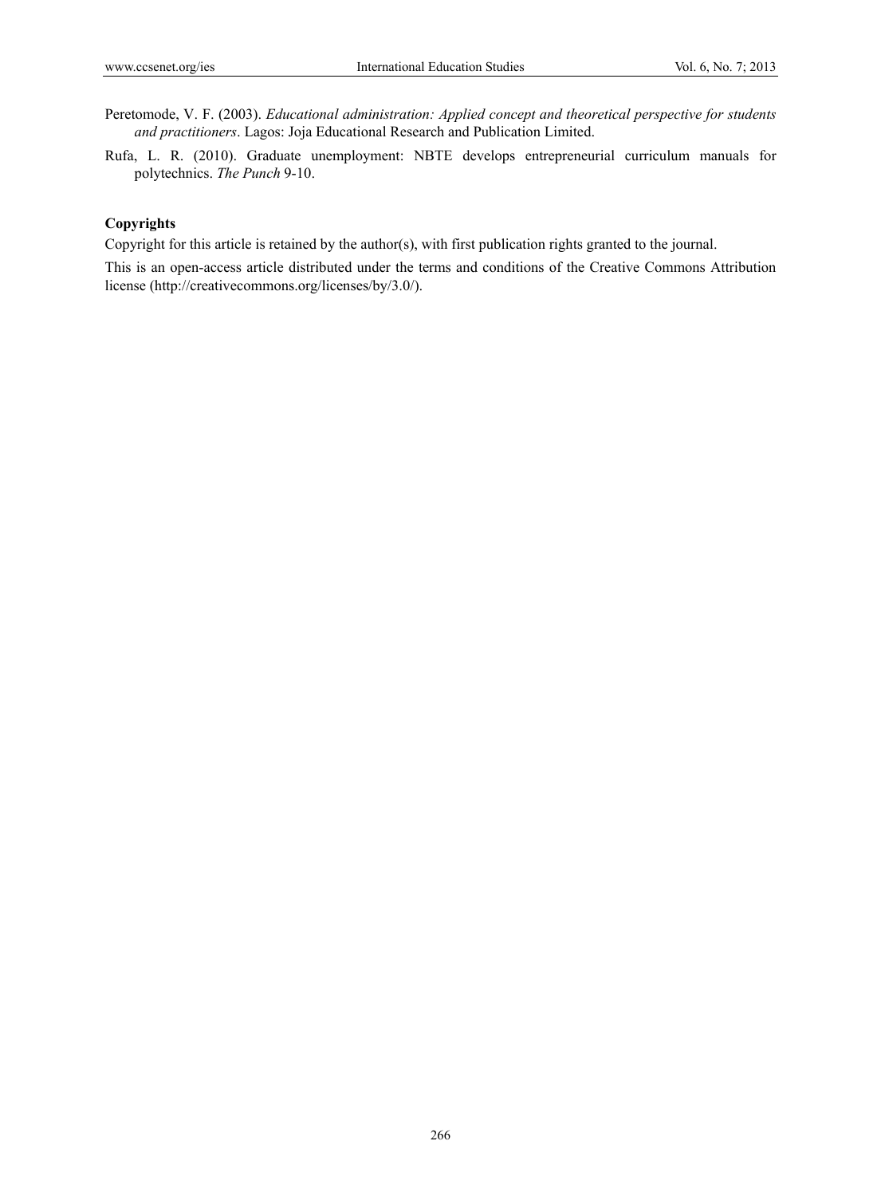Peretomode, V. F. (2003). *Educational administration: Applied concept and theoretical perspective for students and practitioners*. Lagos: Joja Educational Research and Publication Limited.

Rufa, L. R. (2010). Graduate unemployment: NBTE develops entrepreneurial curriculum manuals for polytechnics. *The Punch* 9-10.

**Copyrights**

Copyright for this article is retained by the author(s), with first publication rights granted to the journal.

This is an open-access article distributed under the terms and conditions of the Creative Commons Attribution license (http://creativecommons.org/licenses/by/3.0/).